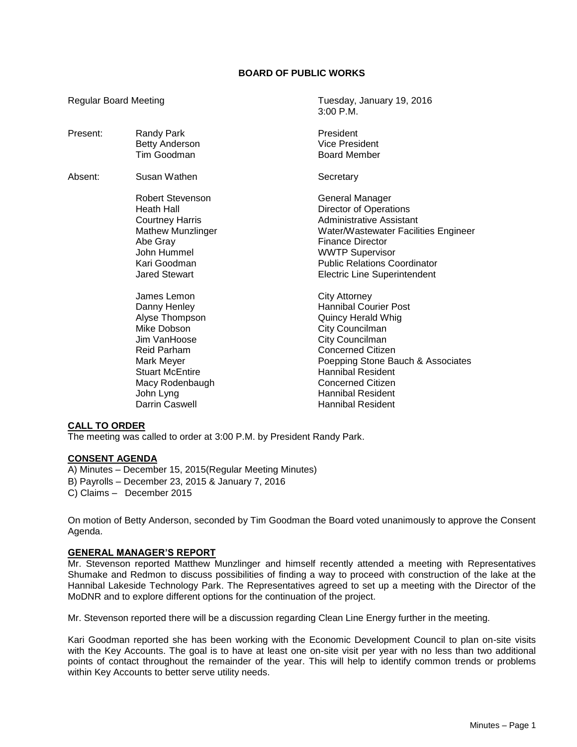**BOARD OF PUBLIC WORKS**

| | | |
|---|---|---|
| Regular Board Meeting | | Tuesday, January 19, 2016<br>3:00 P.M. |
| Present: | Randy Park | President |
| | Betty Anderson | Vice President |
| | Tim Goodman | Board Member |
| Absent: | Susan Wathen | Secretary |
| | Robert Stevenson | General Manager |
| | Heath Hall | Director of Operations |
| | Courtney Harris | Administrative Assistant |
| | Mathew Munzlinger | Water/Wastewater Facilities Engineer |
| | Abe Gray | Finance Director |
| | John Hummel | WWTP Supervisor |
| | Kari Goodman | Public Relations Coordinator |
| | Jared Stewart | Electric Line Superintendent |
| | James Lemon | City Attorney |
| | Danny Henley | Hannibal Courier Post |
| | Alyse Thompson | Quincy Herald Whig |
| | Mike Dobson | City Councilman |
| | Jim VanHoose | City Councilman |
| | Reid Parham | Concerned Citizen |
| | Mark Meyer | Poepping Stone Bauch & Associates |
| | Stuart McEntire | Hannibal Resident |
| | Macy Rodenbaugh | Concerned Citizen |
| | John Lyng | Hannibal Resident |
| | Darrin Caswell | Hannibal Resident |

## CALL TO ORDER

The meeting was called to order at 3:00 P.M. by President Randy Park.

## CONSENT AGENDA

A) Minutes – December 15, 2015(Regular Meeting Minutes)
B) Payrolls – December 23, 2015 & January 7, 2016
C) Claims – December 2015

On motion of Betty Anderson, seconded by Tim Goodman the Board voted unanimously to approve the Consent Agenda.

## GENERAL MANAGER'S REPORT

Mr. Stevenson reported Matthew Munzlinger and himself recently attended a meeting with Representatives Shumake and Redmon to discuss possibilities of finding a way to proceed with construction of the lake at the Hannibal Lakeside Technology Park. The Representatives agreed to set up a meeting with the Director of the MoDNR and to explore different options for the continuation of the project.

Mr. Stevenson reported there will be a discussion regarding Clean Line Energy further in the meeting.

Kari Goodman reported she has been working with the Economic Development Council to plan on-site visits with the Key Accounts. The goal is to have at least one on-site visit per year with no less than two additional points of contact throughout the remainder of the year. This will help to identify common trends or problems within Key Accounts to better serve utility needs.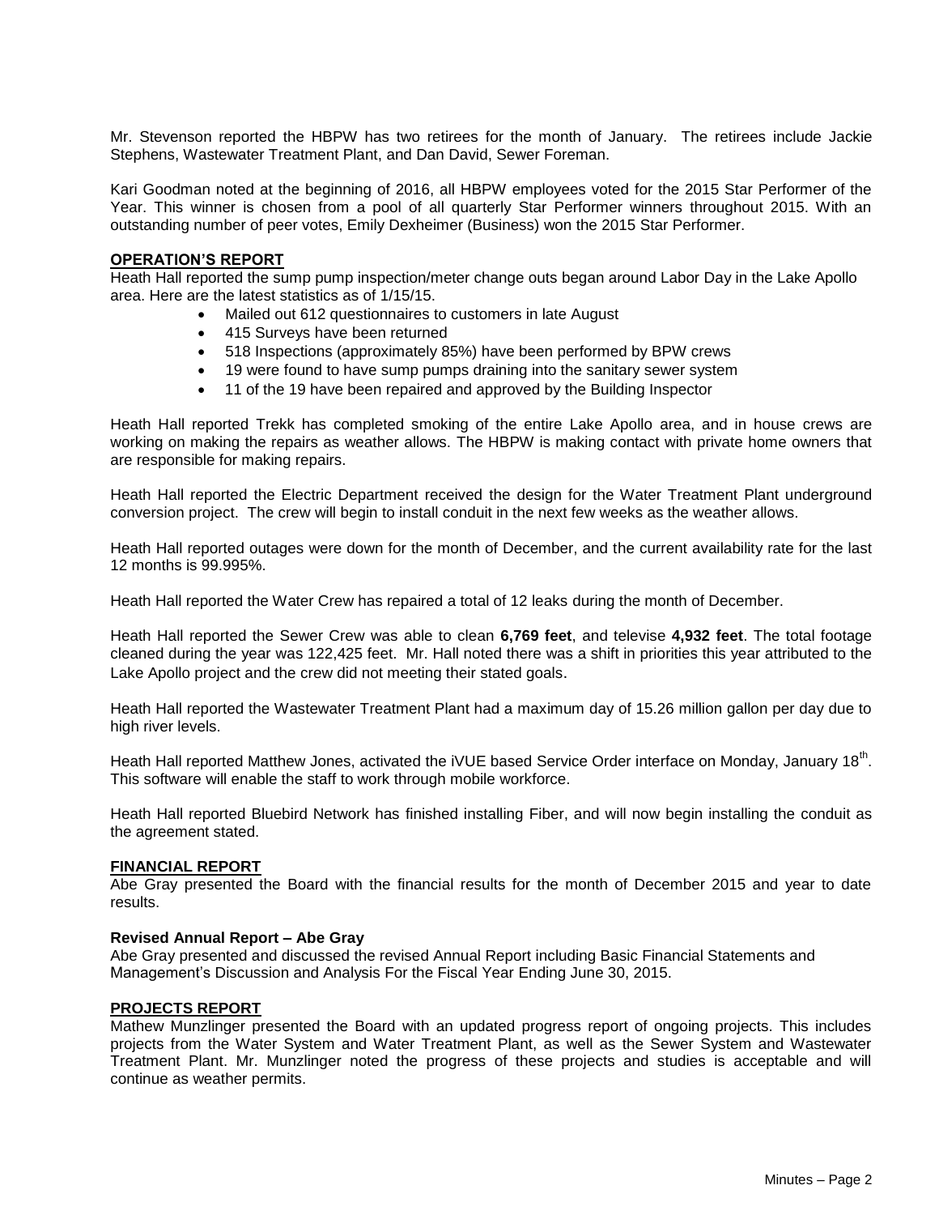Mr. Stevenson reported the HBPW has two retirees for the month of January. The retirees include Jackie Stephens, Wastewater Treatment Plant, and Dan David, Sewer Foreman.

Kari Goodman noted at the beginning of 2016, all HBPW employees voted for the 2015 Star Performer of the Year. This winner is chosen from a pool of all quarterly Star Performer winners throughout 2015. With an outstanding number of peer votes, Emily Dexheimer (Business) won the 2015 Star Performer.

**OPERATION'S REPORT**

Heath Hall reported the sump pump inspection/meter change outs began around Labor Day in the Lake Apollo area. Here are the latest statistics as of 1/15/15.

- Mailed out 612 questionnaires to customers in late August
- 415 Surveys have been returned
- 518 Inspections (approximately 85%) have been performed by BPW crews
- 19 were found to have sump pumps draining into the sanitary sewer system
- 11 of the 19 have been repaired and approved by the Building Inspector

Heath Hall reported Trekk has completed smoking of the entire Lake Apollo area, and in house crews are working on making the repairs as weather allows. The HBPW is making contact with private home owners that are responsible for making repairs.

Heath Hall reported the Electric Department received the design for the Water Treatment Plant underground conversion project. The crew will begin to install conduit in the next few weeks as the weather allows.

Heath Hall reported outages were down for the month of December, and the current availability rate for the last 12 months is 99.995%.

Heath Hall reported the Water Crew has repaired a total of 12 leaks during the month of December.

Heath Hall reported the Sewer Crew was able to clean **6,769 feet**, and televise **4,932 feet**. The total footage cleaned during the year was 122,425 feet. Mr. Hall noted there was a shift in priorities this year attributed to the Lake Apollo project and the crew did not meeting their stated goals.

Heath Hall reported the Wastewater Treatment Plant had a maximum day of 15.26 million gallon per day due to high river levels.

Heath Hall reported Matthew Jones, activated the iVUE based Service Order interface on Monday, January 18th. This software will enable the staff to work through mobile workforce.

Heath Hall reported Bluebird Network has finished installing Fiber, and will now begin installing the conduit as the agreement stated.

**FINANCIAL REPORT**

Abe Gray presented the Board with the financial results for the month of December 2015 and year to date results.

**Revised Annual Report – Abe Gray**

Abe Gray presented and discussed the revised Annual Report including Basic Financial Statements and Management's Discussion and Analysis For the Fiscal Year Ending June 30, 2015.

**PROJECTS REPORT**

Mathew Munzlinger presented the Board with an updated progress report of ongoing projects. This includes projects from the Water System and Water Treatment Plant, as well as the Sewer System and Wastewater Treatment Plant. Mr. Munzlinger noted the progress of these projects and studies is acceptable and will continue as weather permits.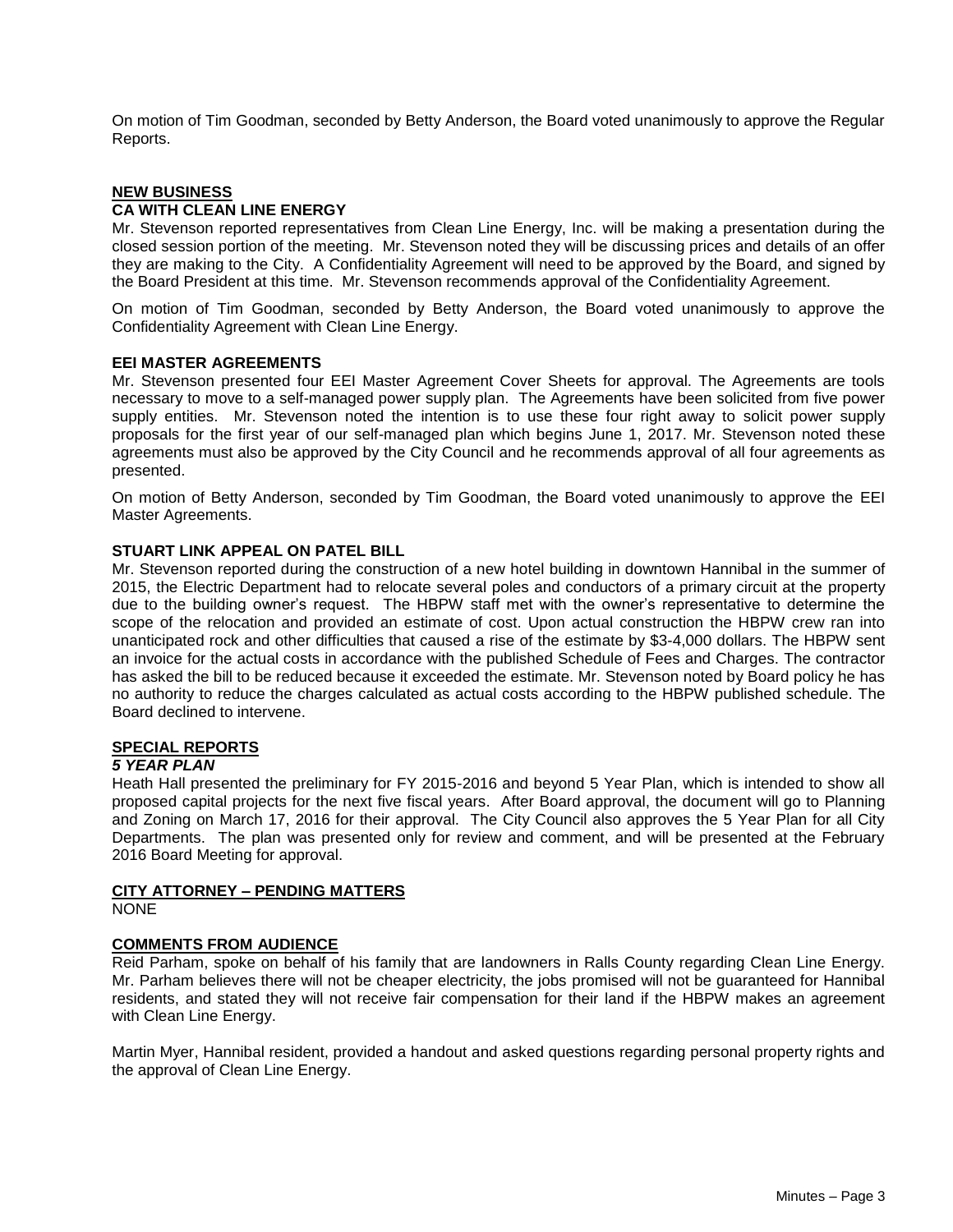On motion of Tim Goodman, seconded by Betty Anderson, the Board voted unanimously to approve the Regular Reports.

## NEW BUSINESS

### CA WITH CLEAN LINE ENERGY

Mr. Stevenson reported representatives from Clean Line Energy, Inc. will be making a presentation during the closed session portion of the meeting. Mr. Stevenson noted they will be discussing prices and details of an offer they are making to the City. A Confidentiality Agreement will need to be approved by the Board, and signed by the Board President at this time. Mr. Stevenson recommends approval of the Confidentiality Agreement.

On motion of Tim Goodman, seconded by Betty Anderson, the Board voted unanimously to approve the Confidentiality Agreement with Clean Line Energy.

### EEI MASTER AGREEMENTS

Mr. Stevenson presented four EEI Master Agreement Cover Sheets for approval. The Agreements are tools necessary to move to a self-managed power supply plan. The Agreements have been solicited from five power supply entities. Mr. Stevenson noted the intention is to use these four right away to solicit power supply proposals for the first year of our self-managed plan which begins June 1, 2017. Mr. Stevenson noted these agreements must also be approved by the City Council and he recommends approval of all four agreements as presented.

On motion of Betty Anderson, seconded by Tim Goodman, the Board voted unanimously to approve the EEI Master Agreements.

### STUART LINK APPEAL ON PATEL BILL

Mr. Stevenson reported during the construction of a new hotel building in downtown Hannibal in the summer of 2015, the Electric Department had to relocate several poles and conductors of a primary circuit at the property due to the building owner's request. The HBPW staff met with the owner's representative to determine the scope of the relocation and provided an estimate of cost. Upon actual construction the HBPW crew ran into unanticipated rock and other difficulties that caused a rise of the estimate by $3-4,000 dollars. The HBPW sent an invoice for the actual costs in accordance with the published Schedule of Fees and Charges. The contractor has asked the bill to be reduced because it exceeded the estimate. Mr. Stevenson noted by Board policy he has no authority to reduce the charges calculated as actual costs according to the HBPW published schedule. The Board declined to intervene.

## SPECIAL REPORTS

### *5 YEAR PLAN*

Heath Hall presented the preliminary for FY 2015-2016 and beyond 5 Year Plan, which is intended to show all proposed capital projects for the next five fiscal years. After Board approval, the document will go to Planning and Zoning on March 17, 2016 for their approval. The City Council also approves the 5 Year Plan for all City Departments. The plan was presented only for review and comment, and will be presented at the February 2016 Board Meeting for approval.

## CITY ATTORNEY – PENDING MATTERS

NONE

## COMMENTS FROM AUDIENCE

Reid Parham, spoke on behalf of his family that are landowners in Ralls County regarding Clean Line Energy. Mr. Parham believes there will not be cheaper electricity, the jobs promised will not be guaranteed for Hannibal residents, and stated they will not receive fair compensation for their land if the HBPW makes an agreement with Clean Line Energy.

Martin Myer, Hannibal resident, provided a handout and asked questions regarding personal property rights and the approval of Clean Line Energy.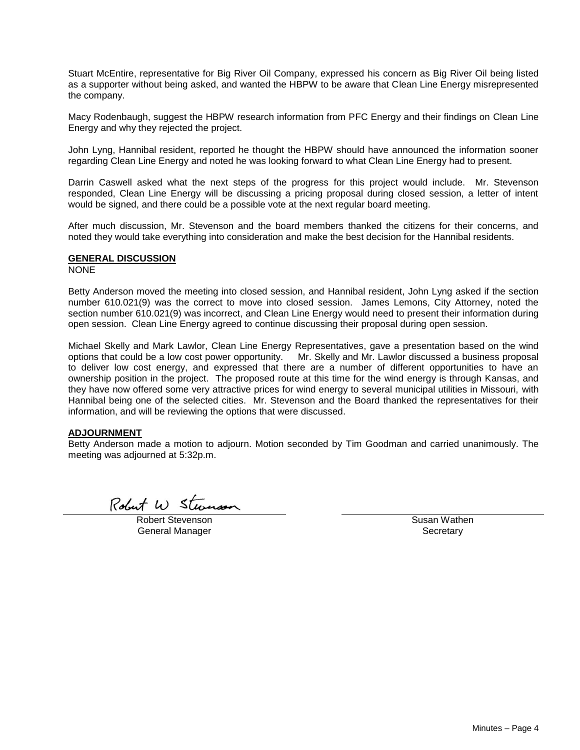Stuart McEntire, representative for Big River Oil Company, expressed his concern as Big River Oil being listed as a supporter without being asked, and wanted the HBPW to be aware that Clean Line Energy misrepresented the company.

Macy Rodenbaugh, suggest the HBPW research information from PFC Energy and their findings on Clean Line Energy and why they rejected the project.

John Lyng, Hannibal resident, reported he thought the HBPW should have announced the information sooner regarding Clean Line Energy and noted he was looking forward to what Clean Line Energy had to present.

Darrin Caswell asked what the next steps of the progress for this project would include. Mr. Stevenson responded, Clean Line Energy will be discussing a pricing proposal during closed session, a letter of intent would be signed, and there could be a possible vote at the next regular board meeting.

After much discussion, Mr. Stevenson and the board members thanked the citizens for their concerns, and noted they would take everything into consideration and make the best decision for the Hannibal residents.

**GENERAL DISCUSSION**

NONE

Betty Anderson moved the meeting into closed session, and Hannibal resident, John Lyng asked if the section number 610.021(9) was the correct to move into closed session. James Lemons, City Attorney, noted the section number 610.021(9) was incorrect, and Clean Line Energy would need to present their information during open session. Clean Line Energy agreed to continue discussing their proposal during open session.

Michael Skelly and Mark Lawlor, Clean Line Energy Representatives, gave a presentation based on the wind options that could be a low cost power opportunity. Mr. Skelly and Mr. Lawlor discussed a business proposal to deliver low cost energy, and expressed that there are a number of different opportunities to have an ownership position in the project. The proposed route at this time for the wind energy is through Kansas, and they have now offered some very attractive prices for wind energy to several municipal utilities in Missouri, with Hannibal being one of the selected cities. Mr. Stevenson and the Board thanked the representatives for their information, and will be reviewing the options that were discussed.

**ADJOURNMENT**

Betty Anderson made a motion to adjourn. Motion seconded by Tim Goodman and carried unanimously. The meeting was adjourned at 5:32p.m.

Robert W Stevenson

Robert Stevenson
General Manager

Susan Wathen
Secretary